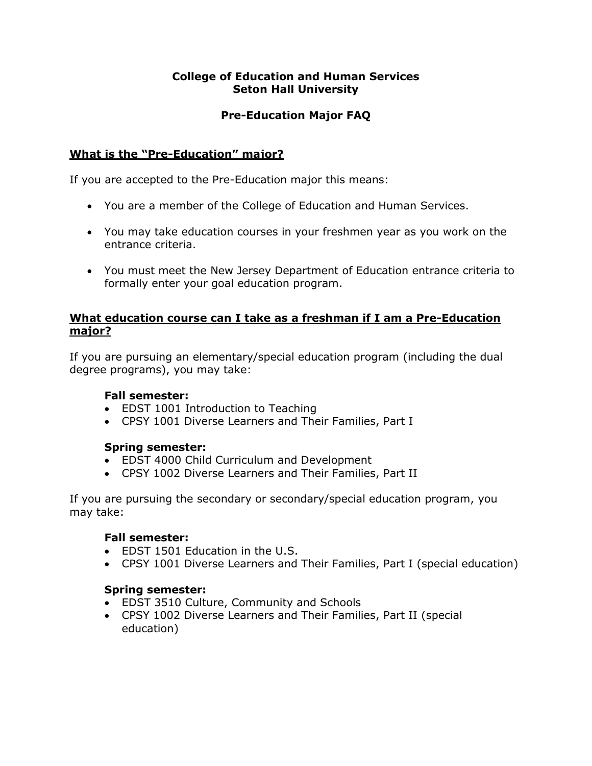**College of Education and Human Services**
**Seton Hall University**

**Pre-Education Major FAQ**

## What is the “Pre-Education” major?

If you are accepted to the Pre-Education major this means:

- You are a member of the College of Education and Human Services.
- You may take education courses in your freshmen year as you work on the entrance criteria.
- You must meet the New Jersey Department of Education entrance criteria to formally enter your goal education program.

## What education course can I take as a freshman if I am a Pre-Education major?

If you are pursuing an elementary/special education program (including the dual degree programs), you may take:

**Fall semester:**
- EDST 1001 Introduction to Teaching
- CPSY 1001 Diverse Learners and Their Families, Part I

**Spring semester:**
- EDST 4000 Child Curriculum and Development
- CPSY 1002 Diverse Learners and Their Families, Part II

If you are pursuing the secondary or secondary/special education program, you may take:

**Fall semester:**
- EDST 1501 Education in the U.S.
- CPSY 1001 Diverse Learners and Their Families, Part I (special education)

**Spring semester:**
- EDST 3510 Culture, Community and Schools
- CPSY 1002 Diverse Learners and Their Families, Part II (special education)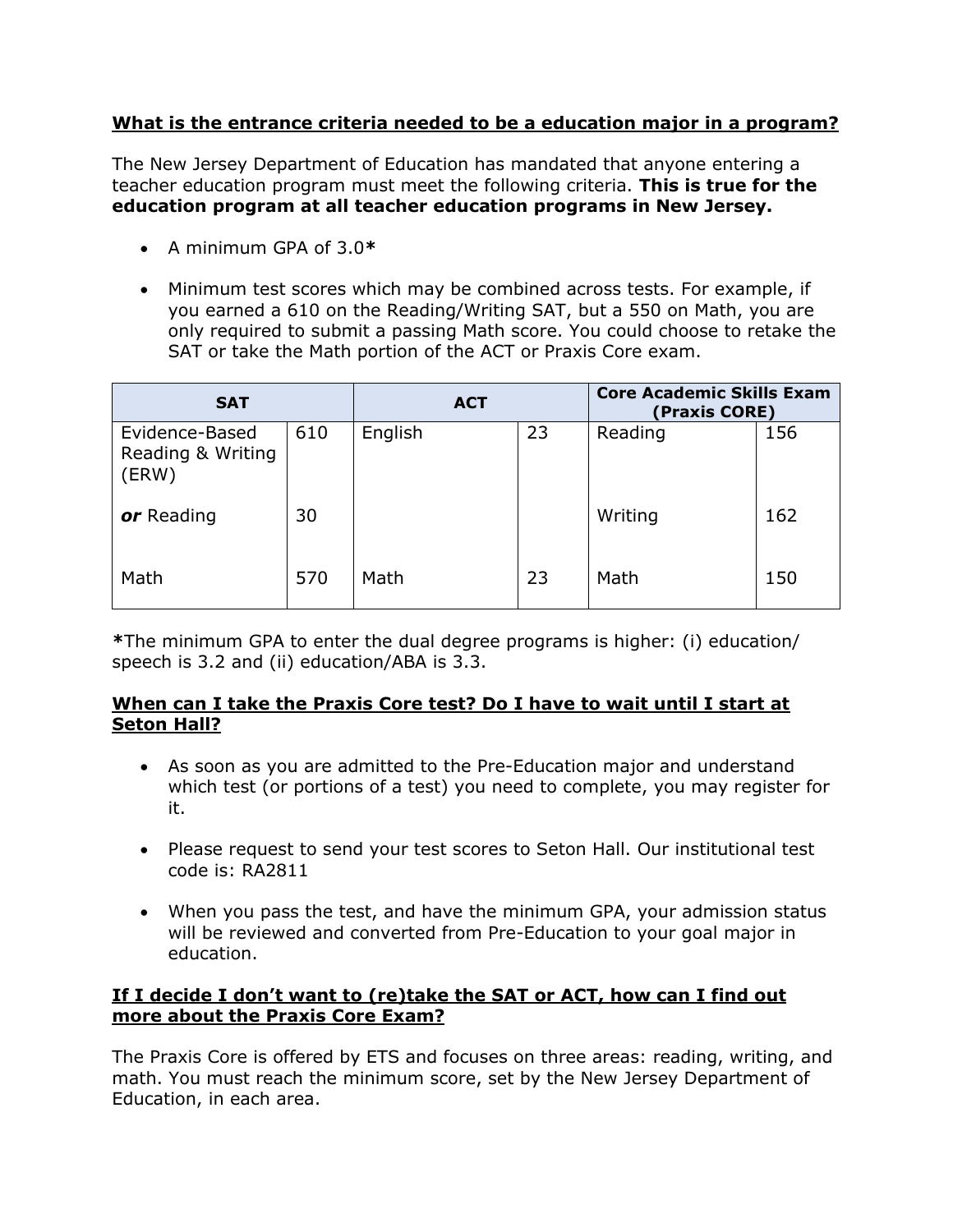**What is the entrance criteria needed to be a education major in a program?**

The New Jersey Department of Education has mandated that anyone entering a teacher education program must meet the following criteria. **This is true for the education program at all teacher education programs in New Jersey.**

- A minimum GPA of 3.0**\***
- Minimum test scores which may be combined across tests. For example, if you earned a 610 on the Reading/Writing SAT, but a 550 on Math, you are only required to submit a passing Math score. You could choose to retake the SAT or take the Math portion of the ACT or Praxis Core exam.

| SAT | | ACT | | Core Academic Skills Exam (Praxis CORE) | |
|---|---|---|---|---|---|
| Evidence-Based Reading & Writing (ERW) | 610 | English | 23 | Reading | 156 |
| ***or*** Reading | 30 | | | Writing | 162 |
| Math | 570 | Math | 23 | Math | 150 |

**\***The minimum GPA to enter the dual degree programs is higher: (i) education/ speech is 3.2 and (ii) education/ABA is 3.3.

**When can I take the Praxis Core test? Do I have to wait until I start at Seton Hall?**

- As soon as you are admitted to the Pre-Education major and understand which test (or portions of a test) you need to complete, you may register for it.
- Please request to send your test scores to Seton Hall. Our institutional test code is: RA2811
- When you pass the test, and have the minimum GPA, your admission status will be reviewed and converted from Pre-Education to your goal major in education.

**If I decide I don't want to (re)take the SAT or ACT, how can I find out more about the Praxis Core Exam?**

The Praxis Core is offered by ETS and focuses on three areas: reading, writing, and math. You must reach the minimum score, set by the New Jersey Department of Education, in each area.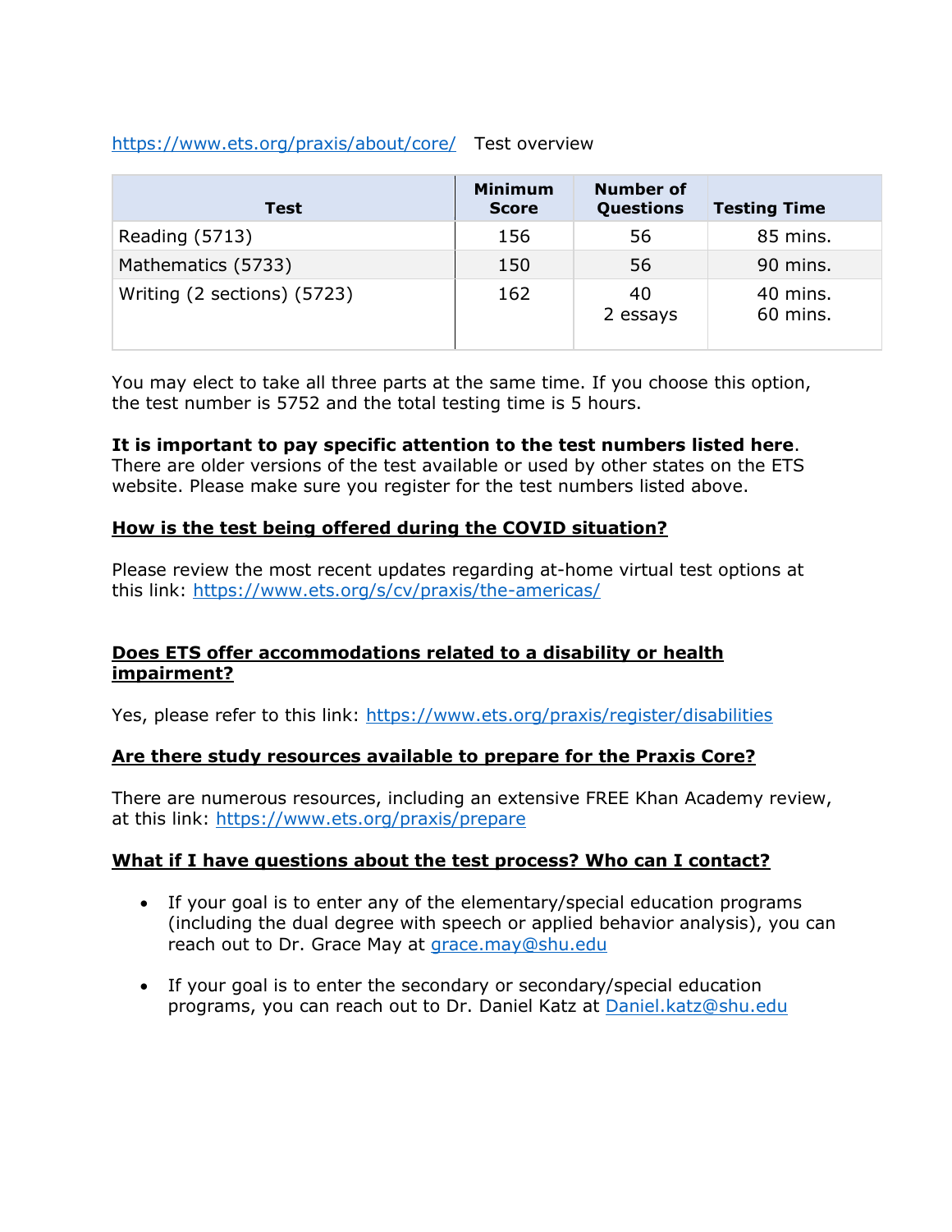https://www.ets.org/praxis/about/core/ Test overview

| Test | Minimum Score | Number of Questions | Testing Time |
|---|---|---|---|
| Reading (5713) | 156 | 56 | 85 mins. |
| Mathematics (5733) | 150 | 56 | 90 mins. |
| Writing (2 sections) (5723) | 162 | 40<br>2 essays | 40 mins.<br>60 mins. |

You may elect to take all three parts at the same time. If you choose this option, the test number is 5752 and the total testing time is 5 hours.

**It is important to pay specific attention to the test numbers listed here**. There are older versions of the test available or used by other states on the ETS website. Please make sure you register for the test numbers listed above.

**<u>How is the test being offered during the COVID situation?</u>**

Please review the most recent updates regarding at-home virtual test options at this link: https://www.ets.org/s/cv/praxis/the-americas/

**<u>Does ETS offer accommodations related to a disability or health impairment?</u>**

Yes, please refer to this link: https://www.ets.org/praxis/register/disabilities

**<u>Are there study resources available to prepare for the Praxis Core?</u>**

There are numerous resources, including an extensive FREE Khan Academy review, at this link: https://www.ets.org/praxis/prepare

**<u>What if I have questions about the test process? Who can I contact?</u>**

- If your goal is to enter any of the elementary/special education programs (including the dual degree with speech or applied behavior analysis), you can reach out to Dr. Grace May at grace.may@shu.edu
- If your goal is to enter the secondary or secondary/special education programs, you can reach out to Dr. Daniel Katz at Daniel.katz@shu.edu